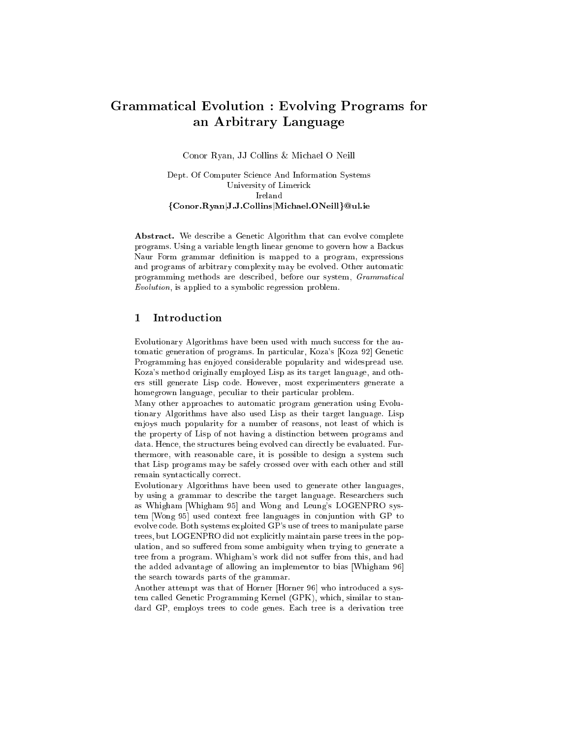# Grammatical Evolution : Evolving Programs for an Arbitrary Language

Conor Ryan, JJ Collins & Michael O Neill

Dept. Of Computer Science And Information Systems
University of Limerick
Ireland
**{Conor.Ryan|J.J.Collins|Michael.ONeill}@ul.ie**

**Abstract.** We describe a Genetic Algorithm that can evolve complete programs. Using a variable length linear genome to govern how a Backus Naur Form grammar definition is mapped to a program, expressions and programs of arbitrary complexity may be evolved. Other automatic programming methods are described, before our system, *Grammatical Evolution*, is applied to a symbolic regression problem.

## 1 Introduction

Evolutionary Algorithms have been used with much success for the automatic generation of programs. In particular, Koza's [Koza 92] Genetic Programming has enjoyed considerable popularity and widespread use. Koza's method originally employed Lisp as its target language, and others still generate Lisp code. However, most experimenters generate a homegrown language, peculiar to their particular problem.

Many other approaches to automatic program generation using Evolutionary Algorithms have also used Lisp as their target language. Lisp enjoys much popularity for a number of reasons, not least of which is the property of Lisp of not having a distinction between programs and data. Hence, the structures being evolved can directly be evaluated. Furthermore, with reasonable care, it is possible to design a system such that Lisp programs may be safely crossed over with each other and still remain syntactically correct.

Evolutionary Algorithms have been used to generate other languages, by using a grammar to describe the target language. Researchers such as Whigham [Whigham 95] and Wong and Leung's LOGENPRO system [Wong 95] used context free languages in conjuntion with GP to evolve code. Both systems exploited GP's use of trees to manipulate parse trees, but LOGENPRO did not explicitly maintain parse trees in the population, and so suffered from some ambiguity when trying to generate a tree from a program. Whigham's work did not suffer from this, and had the added advantage of allowing an implementor to bias [Whigham 96] the search towards parts of the grammar.

Another attempt was that of Horner [Horner 96] who introduced a system called Genetic Programming Kernel (GPK), which, similar to standard GP, employs trees to code genes. Each tree is a derivation tree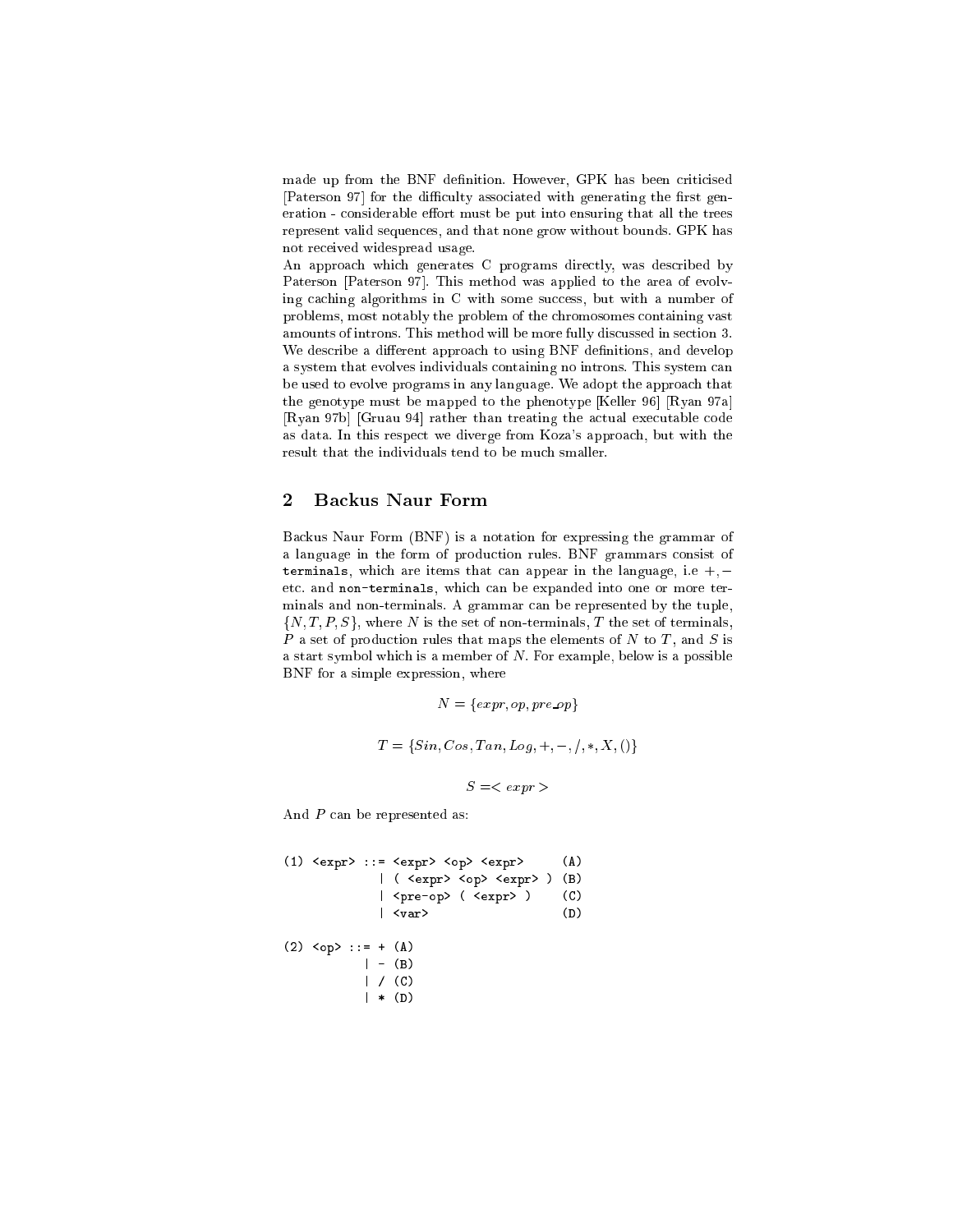made up from the BNF definition. However, GPK has been criticised [Paterson 97] for the difficulty associated with generating the first generation - considerable effort must be put into ensuring that all the trees represent valid sequences, and that none grow without bounds. GPK has not received widespread usage.

An approach which generates C programs directly, was described by Paterson [Paterson 97]. This method was applied to the area of evolving caching algorithms in C with some success, but with a number of problems, most notably the problem of the chromosomes containing vast amounts of introns. This method will be more fully discussed in section 3.

We describe a different approach to using BNF definitions, and develop a system that evolves individuals containing no introns. This system can be used to evolve programs in any language. We adopt the approach that the genotype must be mapped to the phenotype [Keller 96] [Ryan 97a] [Ryan 97b] [Gruau 94] rather than treating the actual executable code as data. In this respect we diverge from Koza's approach, but with the result that the individuals tend to be much smaller.

## 2 Backus Naur Form

Backus Naur Form (BNF) is a notation for expressing the grammar of a language in the form of production rules. BNF grammars consist of `terminals`, which are items that can appear in the language, i.e $+, -$ etc. and `non-terminals`, which can be expanded into one or more terminals and non-terminals. A grammar can be represented by the tuple, $\{N, T, P, S\}$, where $N$ is the set of non-terminals, $T$ the set of terminals, $P$ a set of production rules that maps the elements of $N$ to $T$, and $S$ is a start symbol which is a member of $N$. For example, below is a possible BNF for a simple expression, where

$$N = \{expr, op, pre\_op\}$$

$$T = \{Sin, Cos, Tan, Log, +, -, /, *, X, ()\}$$

$$S = < expr >$$

And $P$ can be represented as:

```
(1) <expr> ::= <expr> <op> <expr>      (A)
             | ( <expr> <op> <expr> ) (B)
             | <pre-op> ( <expr> )    (C)
             | <var>                  (D)

(2) <op> ::= + (A)
           | - (B)
           | / (C)
           | * (D)
```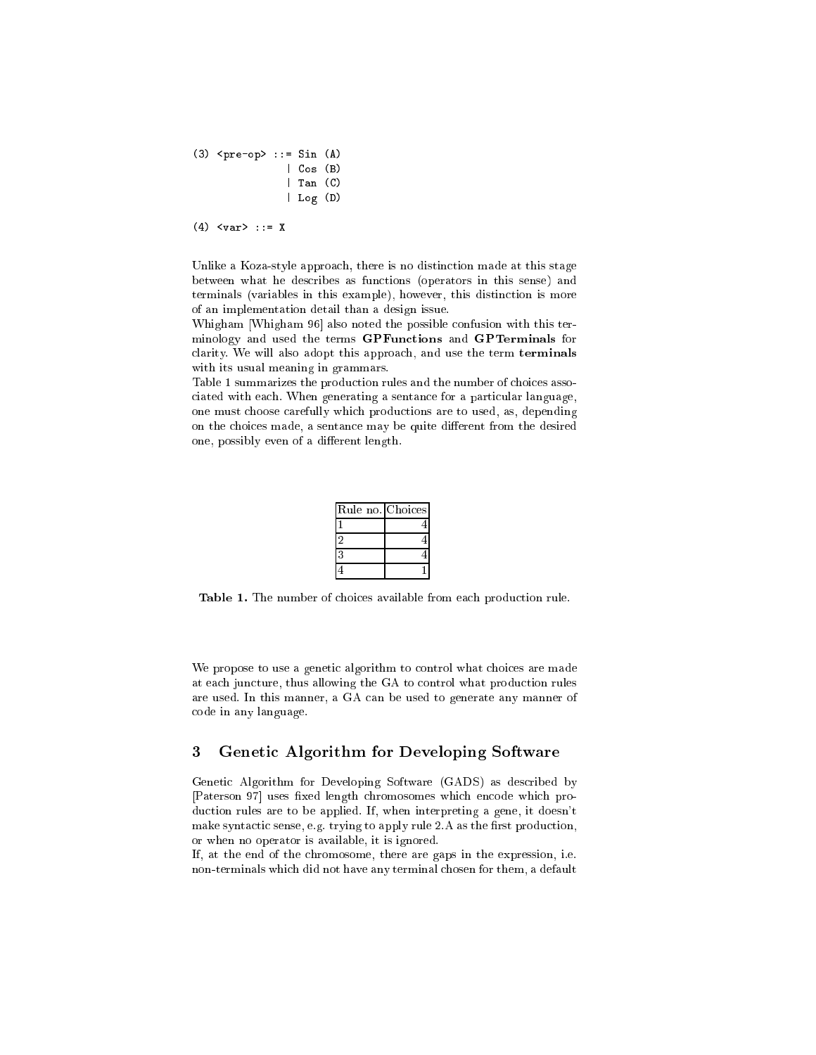```
(3) <pre-op> ::= Sin (A)
               | Cos (B)
               | Tan (C)
               | Log (D)

(4) <var> ::= X
```

Unlike a Koza-style approach, there is no distinction made at this stage between what he describes as functions (operators in this sense) and terminals (variables in this example), however, this distinction is more of an implementation detail than a design issue.

Whigham [Whigham 96] also noted the possible confusion with this terminology and used the terms **GPFunctions** and **GPTerminals** for clarity. We will also adopt this approach, and use the term **terminals** with its usual meaning in grammars.

Table 1 summarizes the production rules and the number of choices associated with each. When generating a sentance for a particular language, one must choose carefully which productions are to used, as, depending on the choices made, a sentance may be quite different from the desired one, possibly even of a different length.

| Rule no. | Choices |
|---|---:|
| 1 | 4 |
| 2 | 4 |
| 3 | 4 |
| 4 | 1 |

**Table 1.** The number of choices available from each production rule.

We propose to use a genetic algorithm to control what choices are made at each juncture, thus allowing the GA to control what production rules are used. In this manner, a GA can be used to generate any manner of code in any language.

## 3 Genetic Algorithm for Developing Software

Genetic Algorithm for Developing Software (GADS) as described by [Paterson 97] uses fixed length chromosomes which encode which production rules are to be applied. If, when interpreting a gene, it doesn't make syntactic sense, e.g. trying to apply rule 2.A as the first production, or when no operator is available, it is ignored.

If, at the end of the chromosome, there are gaps in the expression, i.e. non-terminals which did not have any terminal chosen for them, a default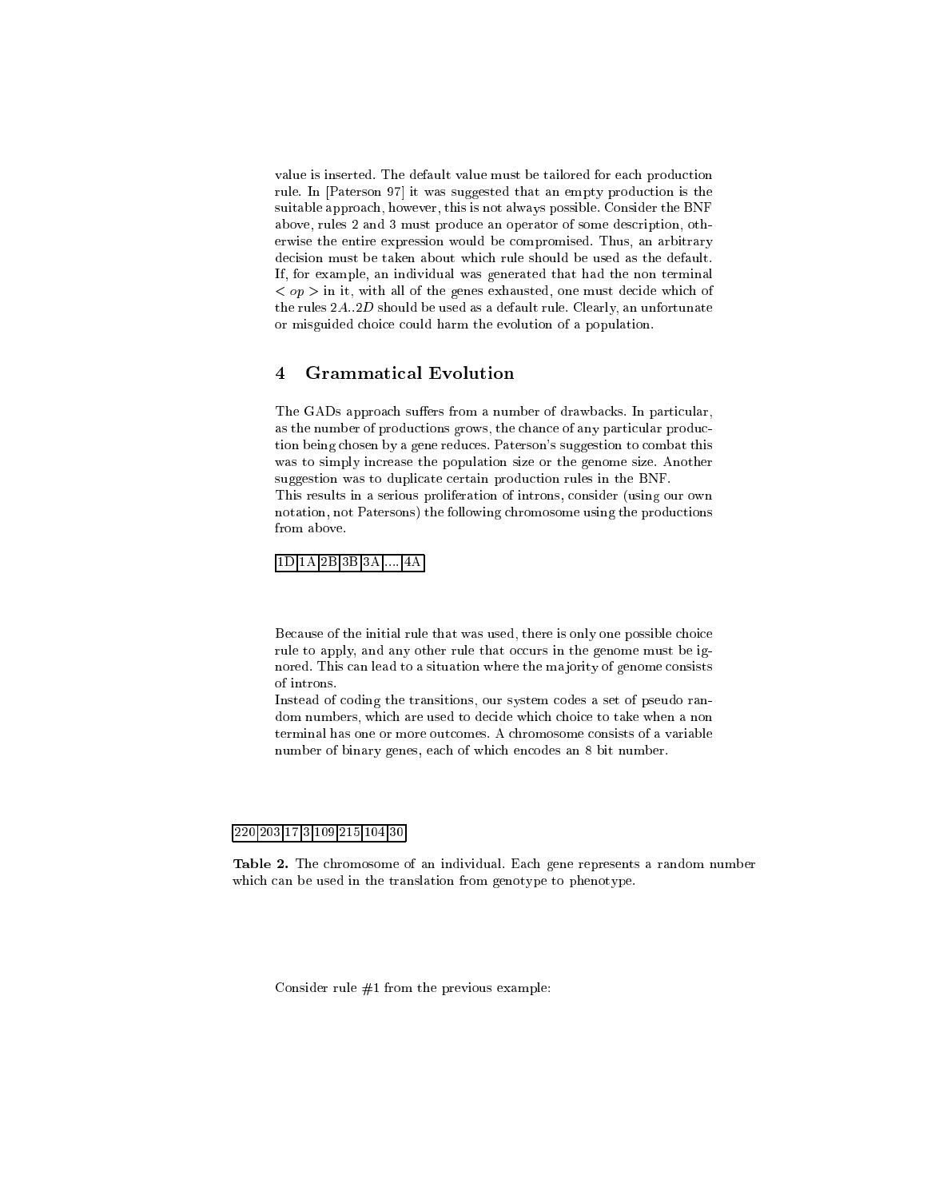value is inserted. The default value must be tailored for each production rule. In [Paterson 97] it was suggested that an empty production is the suitable approach, however, this is not always possible. Consider the BNF above, rules 2 and 3 must produce an operator of some description, otherwise the entire expression would be compromised. Thus, an arbitrary decision must be taken about which rule should be used as the default. If, for example, an individual was generated that had the non terminal $< op >$ in it, with all of the genes exhausted, one must decide which of the rules $2A..2D$ should be used as a default rule. Clearly, an unfortunate or misguided choice could harm the evolution of a population.

## 4 Grammatical Evolution

The GADs approach suffers from a number of drawbacks. In particular, as the number of productions grows, the chance of any particular production being chosen by a gene reduces. Paterson's suggestion to combat this was to simply increase the population size or the genome size. Another suggestion was to duplicate certain production rules in the BNF.
This results in a serious proliferation of introns, consider (using our own notation, not Patersons) the following chromosome using the productions from above.

| 1D | 1A | 2B | 3B | 3A | .... | 4A |
|---|---|---|---|---|---|---|

Because of the initial rule that was used, there is only one possible choice rule to apply, and any other rule that occurs in the genome must be ignored. This can lead to a situation where the majority of genome consists of introns.
Instead of coding the transitions, our system codes a set of pseudo random numbers, which are used to decide which choice to take when a non terminal has one or more outcomes. A chromosome consists of a variable number of binary genes, each of which encodes an 8 bit number.

| 220 | 203 | 17 | 3 | 109 | 215 | 104 | 30 |
|---|---|---|---|---|---|---|---|

**Table 2.** The chromosome of an individual. Each gene represents a random number which can be used in the translation from genotype to phenotype.

Consider rule #1 from the previous example: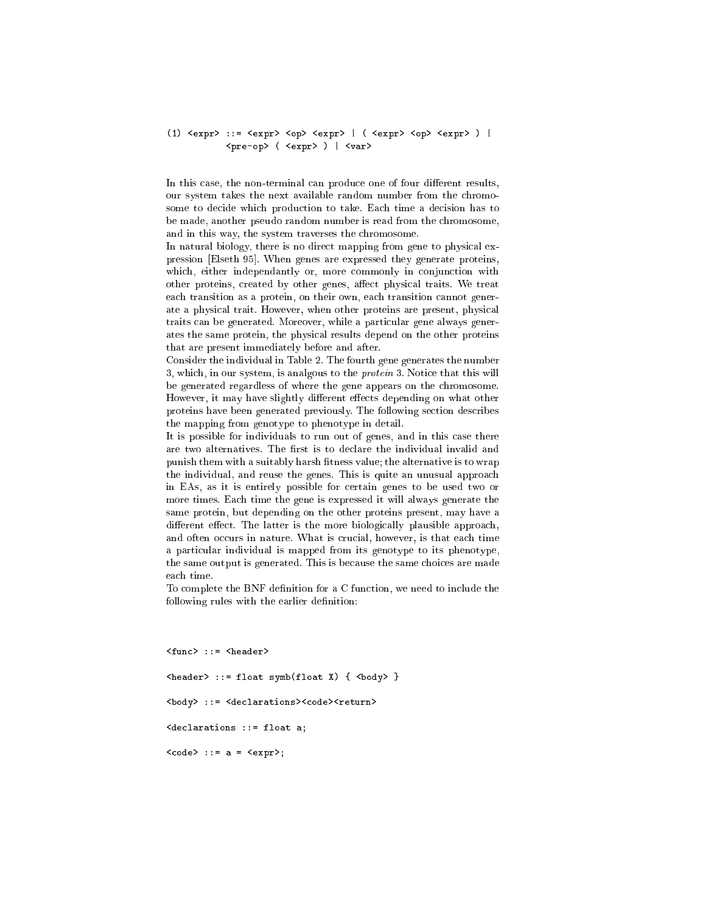```
(1) <expr> ::= <expr> <op> <expr> | ( <expr> <op> <expr> ) |
           <pre-op> ( <expr> ) | <var>
```

In this case, the non-terminal can produce one of four different results, our system takes the next available random number from the chromosome to decide which production to take. Each time a decision has to be made, another pseudo random number is read from the chromosome, and in this way, the system traverses the chromosome.

In natural biology, there is no direct mapping from gene to physical expression [Elseth 95]. When genes are expressed they generate proteins, which, either independantly or, more commonly in conjunction with other proteins, created by other genes, affect physical traits. We treat each transition as a protein, on their own, each transition cannot generate a physical trait. However, when other proteins are present, physical traits can be generated. Moreover, while a particular gene always generates the same protein, the physical results depend on the other proteins that are present immediately before and after.

Consider the individual in Table 2. The fourth gene generates the number 3, which, in our system, is analgous to the *protein* 3. Notice that this will be generated regardless of where the gene appears on the chromosome. However, it may have slightly different effects depending on what other proteins have been generated previously. The following section describes the mapping from genotype to phenotype in detail.

It is possible for individuals to run out of genes, and in this case there are two alternatives. The first is to declare the individual invalid and punish them with a suitably harsh fitness value; the alternative is to wrap the individual, and reuse the genes. This is quite an unusual approach in EAs, as it is entirely possible for certain genes to be used two or more times. Each time the gene is expressed it will always generate the same protein, but depending on the other proteins present, may have a different effect. The latter is the more biologically plausible approach, and often occurs in nature. What is crucial, however, is that each time a particular individual is mapped from its genotype to its phenotype, the same output is generated. This is because the same choices are made each time.

To complete the BNF definition for a C function, we need to include the following rules with the earlier definition:

```
<func> ::= <header>

<header> ::= float symb(float X) { <body> }

<body> ::= <declarations><code><return>

<declarations ::= float a;

<code> ::= a = <expr>;
```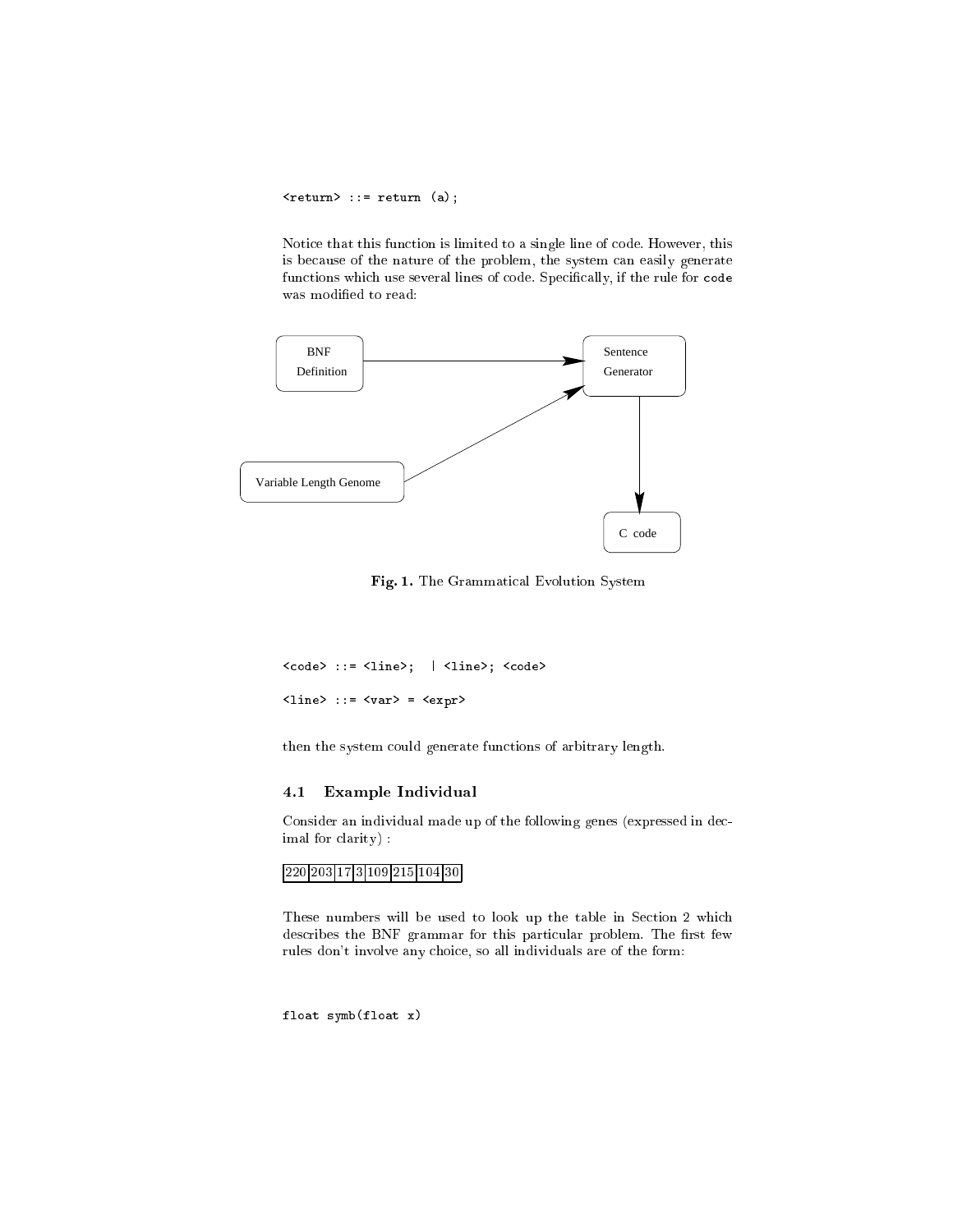```
<return> ::= return (a);
```

Notice that this function is limited to a single line of code. However, this is because of the nature of the problem, the system can easily generate functions which use several lines of code. Specifically, if the rule for `code` was modified to read:

**Fig. 1.** The Grammatical Evolution System

```
<code> ::= <line>;  | <line>; <code>

<line> ::= <var> = <expr>
```

then the system could generate functions of arbitrary length.

### 4.1 Example Individual

Consider an individual made up of the following genes (expressed in decimal for clarity) :

| 220 | 203 | 17 | 3 | 109 | 215 | 104 | 30 |
|---|---|---|---|---|---|---|---|

These numbers will be used to look up the table in Section 2 which describes the BNF grammar for this particular problem. The first few rules don't involve any choice, so all individuals are of the form:

```
float symb(float x)
```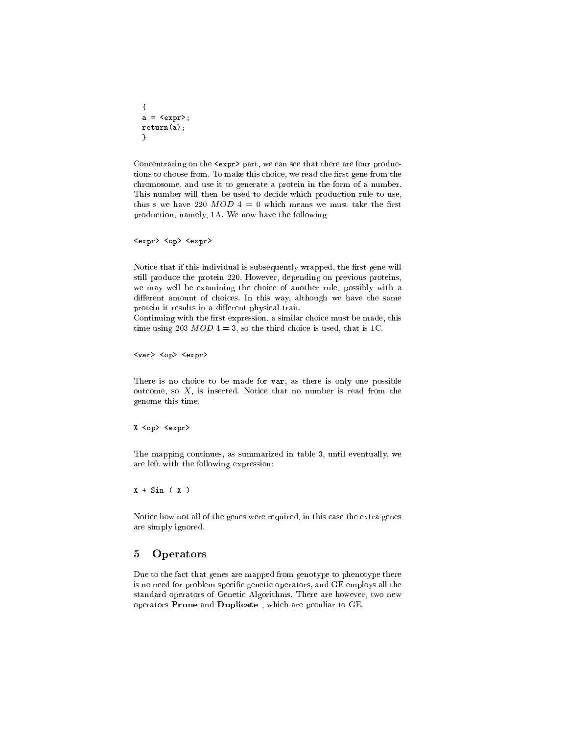```
{
a = <expr>;
return(a);
}
```

Concentrating on the `<expr>` part, we can see that there are four productions to choose from. To make this choice, we read the first gene from the chromosome, and use it to generate a protein in the form of a number. This number will then be used to decide which production rule to use, thus s we have $220\ MOD\ 4 = 0$ which means we must take the first production, namely, 1A. We now have the following

```
<expr> <op> <expr>
```

Notice that if this individual is subsequently wrapped, the first gene will still produce the protein 220. However, depending on previous proteins, we may well be examining the choice of another rule, possibly with a different amount of choices. In this way, although we have the same protein it results in a different physical trait.
Continuing with the first expression, a similar choice must be made, this time using $203\ MOD\ 4 = 3$, so the third choice is used, that is 1C.

```
<var> <op> <expr>
```

There is no choice to be made for **var**, as there is only one possible outcome, so $X$, is inserted. Notice that no number is read from the genome this time.

```
X <op> <expr>
```

The mapping continues, as summarized in table 3, until eventually, we are left with the following expression:

```
X + Sin ( X )
```

Notice how not all of the genes were required, in this case the extra genes are simply ignored.

## 5 Operators

Due to the fact that genes are mapped from genotype to phenotype there is no need for problem specific genetic operators, and GE employs all the standard operators of Genetic Algorithms. There are however, two new operators **Prune** and **Duplicate** , which are peculiar to GE.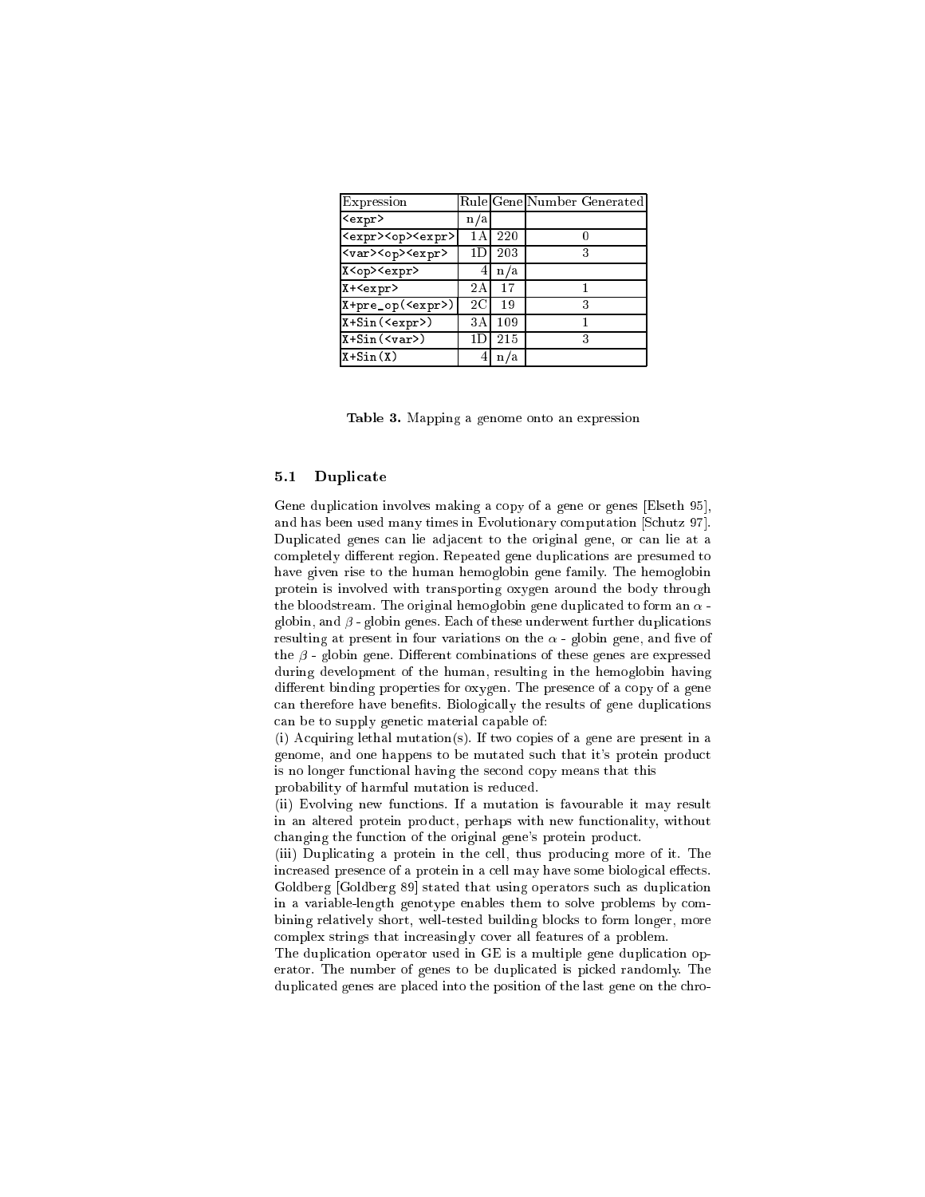| Expression | Rule | Gene | Number Generated |
|---|---|---|---|
| `<expr>` | n/a | | |
| `<expr><op><expr>` | 1A | 220 | 0 |
| `<var><op><expr>` | 1D | 203 | 3 |
| `X<op><expr>` | 4 | n/a | |
| `X+<expr>` | 2A | 17 | 1 |
| `X+pre_op(<expr>)` | 2C | 19 | 3 |
| `X+Sin(<expr>)` | 3A | 109 | 1 |
| `X+Sin(<var>)` | 1D | 215 | 3 |
| `X+Sin(X)` | 4 | n/a | |

**Table 3.** Mapping a genome onto an expression

### 5.1 Duplicate

Gene duplication involves making a copy of a gene or genes [Elseth 95], and has been used many times in Evolutionary computation [Schutz 97]. Duplicated genes can lie adjacent to the original gene, or can lie at a completely different region. Repeated gene duplications are presumed to have given rise to the human hemoglobin gene family. The hemoglobin protein is involved with transporting oxygen around the body through the bloodstream. The original hemoglobin gene duplicated to form an $\alpha$ - globin, and $\beta$ - globin genes. Each of these underwent further duplications resulting at present in four variations on the $\alpha$ - globin gene, and five of the $\beta$ - globin gene. Different combinations of these genes are expressed during development of the human, resulting in the hemoglobin having different binding properties for oxygen. The presence of a copy of a gene can therefore have benefits. Biologically the results of gene duplications can be to supply genetic material capable of:
(i) Acquiring lethal mutation(s). If two copies of a gene are present in a genome, and one happens to be mutated such that it's protein product is no longer functional having the second copy means that this probability of harmful mutation is reduced.
(ii) Evolving new functions. If a mutation is favourable it may result in an altered protein product, perhaps with new functionality, without changing the function of the original gene's protein product.
(iii) Duplicating a protein in the cell, thus producing more of it. The increased presence of a protein in a cell may have some biological effects.
Goldberg [Goldberg 89] stated that using operators such as duplication in a variable-length genotype enables them to solve problems by combining relatively short, well-tested building blocks to form longer, more complex strings that increasingly cover all features of a problem.
The duplication operator used in GE is a multiple gene duplication operator. The number of genes to be duplicated is picked randomly. The duplicated genes are placed into the position of the last gene on the chro-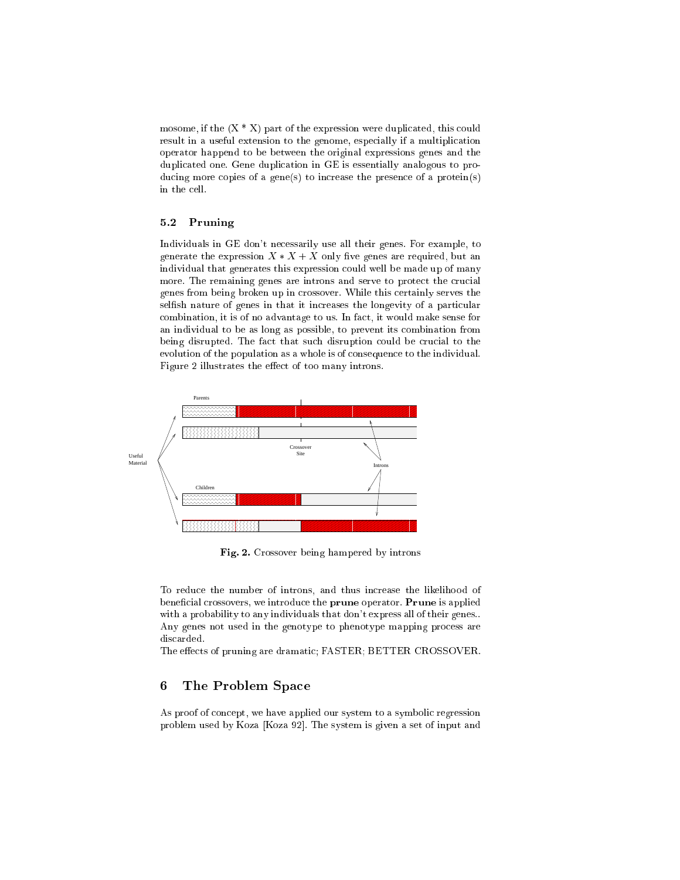mosome, if the (X * X) part of the expression were duplicated, this could result in a useful extension to the genome, especially if a multiplication operator happend to be between the original expressions genes and the duplicated one. Gene duplication in GE is essentially analogous to producing more copies of a gene(s) to increase the presence of a protein(s) in the cell.

### 5.2 Pruning

Individuals in GE don't necessarily use all their genes. For example, to generate the expression $X * X + X$ only five genes are required, but an individual that generates this expression could well be made up of many more. The remaining genes are introns and serve to protect the crucial genes from being broken up in crossover. While this certainly serves the selfish nature of genes in that it increases the longevity of a particular combination, it is of no advantage to us. In fact, it would make sense for an individual to be as long as possible, to prevent its combination from being disrupted. The fact that such disruption could be crucial to the evolution of the population as a whole is of consequence to the individual. Figure 2 illustrates the effect of too many introns.

**Fig. 2.** Crossover being hampered by introns

To reduce the number of introns, and thus increase the likelihood of beneficial crossovers, we introduce the **prune** operator. **Prune** is applied with a probability to any individuals that don't express all of their genes.. Any genes not used in the genotype to phenotype mapping process are discarded.
The effects of pruning are dramatic; FASTER; BETTER CROSSOVER.

## 6 The Problem Space

As proof of concept, we have applied our system to a symbolic regression problem used by Koza [Koza 92]. The system is given a set of input and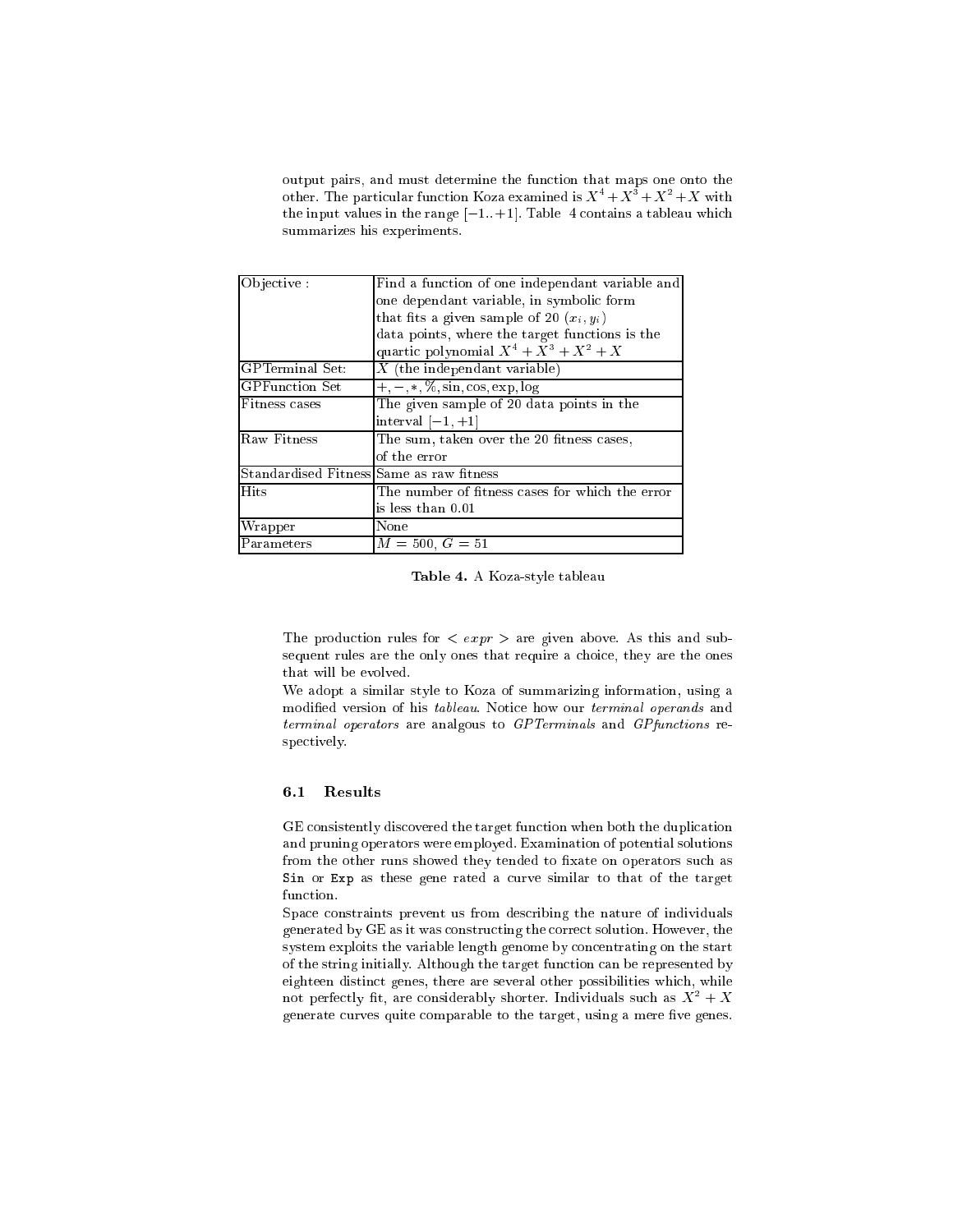output pairs, and must determine the function that maps one onto the other. The particular function Koza examined is $X^4 + X^3 + X^2 + X$ with the input values in the range $[-1..+1]$. Table 4 contains a tableau which summarizes his experiments.

| | |
|---|---|
| Objective : | Find a function of one independant variable and one dependant variable, in symbolic form that fits a given sample of 20 $(x_i, y_i)$ data points, where the target functions is the quartic polynomial $X^4 + X^3 + X^2 + X$ |
| GPTerminal Set: | $X$ (the independant variable) |
| GPFunction Set | $+, -, *, \%, \sin, \cos, \exp, \log$ |
| Fitness cases | The given sample of 20 data points in the interval $[-1, +1]$ |
| Raw Fitness | The sum, taken over the 20 fitness cases, of the error |
| Standardised Fitness | Same as raw fitness |
| Hits | The number of fitness cases for which the error is less than 0.01 |
| Wrapper | None |
| Parameters | $M = 500$, $G = 51$ |

**Table 4.** A Koza-style tableau

The production rules for $< expr >$ are given above. As this and subsequent rules are the only ones that require a choice, they are the ones that will be evolved.

We adopt a similar style to Koza of summarizing information, using a modified version of his *tableau*. Notice how our *terminal operands* and *terminal operators* are analgous to *GPTerminals* and *GPfunctions* respectively.

### 6.1 Results

GE consistently discovered the target function when both the duplication and pruning operators were employed. Examination of potential solutions from the other runs showed they tended to fixate on operators such as `Sin` or `Exp` as these gene rated a curve similar to that of the target function.

Space constraints prevent us from describing the nature of individuals generated by GE as it was constructing the correct solution. However, the system exploits the variable length genome by concentrating on the start of the string initially. Although the target function can be represented by eighteen distinct genes, there are several other possibilities which, while not perfectly fit, are considerably shorter. Individuals such as $X^2 + X$ generate curves quite comparable to the target, using a mere five genes.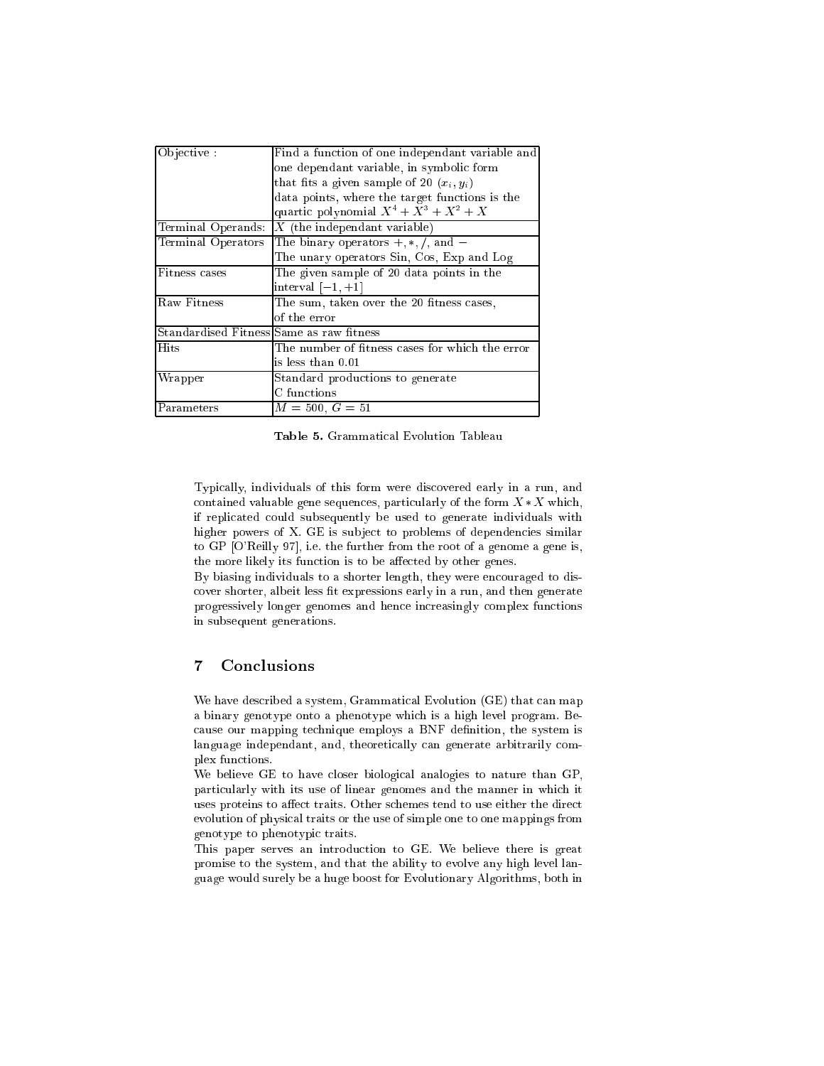| Objective : | Find a function of one independant variable and one dependant variable, in symbolic form that fits a given sample of 20 $(x_i, y_i)$ data points, where the target functions is the quartic polynomial $X^4 + X^3 + X^2 + X$ |
|---|---|
| Terminal Operands: | $X$ (the independant variable) |
| Terminal Operators | The binary operators $+, *, /,$ and $-$<br>The unary operators Sin, Cos, Exp and Log |
| Fitness cases | The given sample of 20 data points in the interval $[-1, +1]$ |
| Raw Fitness | The sum, taken over the 20 fitness cases, of the error |
| Standardised Fitness | Same as raw fitness |
| Hits | The number of fitness cases for which the error is less than 0.01 |
| Wrapper | Standard productions to generate C functions |
| Parameters | $M = 500$, $G = 51$ |

**Table 5.** Grammatical Evolution Tableau

Typically, individuals of this form were discovered early in a run, and contained valuable gene sequences, particularly of the form $X * X$ which, if replicated could subsequently be used to generate individuals with higher powers of X. GE is subject to problems of dependencies similar to GP [O'Reilly 97], i.e. the further from the root of a genome a gene is, the more likely its function is to be affected by other genes.
By biasing individuals to a shorter length, they were encouraged to discover shorter, albeit less fit expressions early in a run, and then generate progressively longer genomes and hence increasingly complex functions in subsequent generations.

## 7 Conclusions

We have described a system, Grammatical Evolution (GE) that can map a binary genotype onto a phenotype which is a high level program. Because our mapping technique employs a BNF definition, the system is language independant, and, theoretically can generate arbitrarily complex functions.
We believe GE to have closer biological analogies to nature than GP, particularly with its use of linear genomes and the manner in which it uses proteins to affect traits. Other schemes tend to use either the direct evolution of physical traits or the use of simple one to one mappings from genotype to phenotypic traits.
This paper serves an introduction to GE. We believe there is great promise to the system, and that the ability to evolve any high level language would surely be a huge boost for Evolutionary Algorithms, both in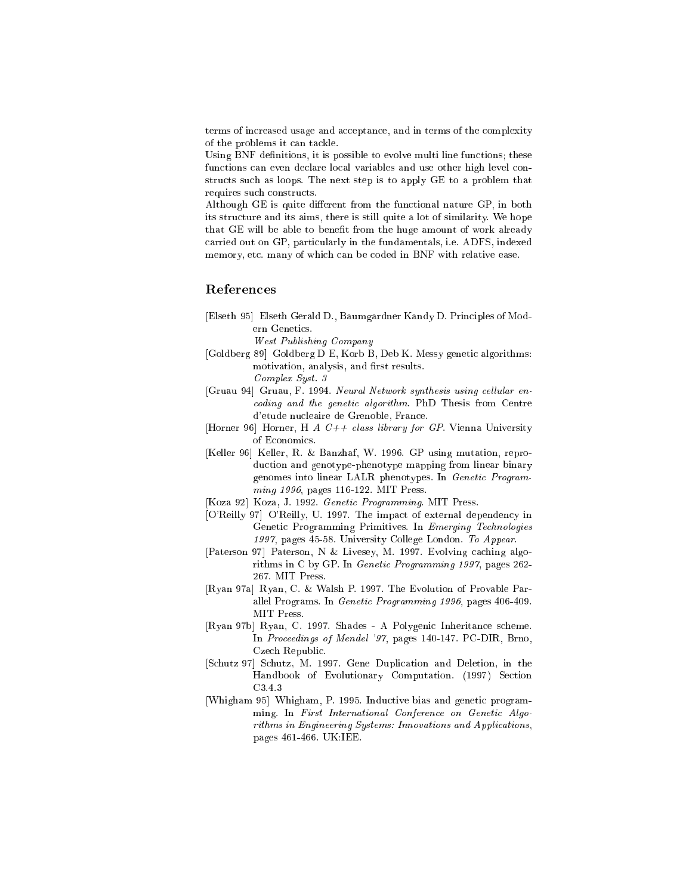terms of increased usage and acceptance, and in terms of the complexity of the problems it can tackle.

Using BNF definitions, it is possible to evolve multi line functions; these functions can even declare local variables and use other high level constructs such as loops. The next step is to apply GE to a problem that requires such constructs.

Although GE is quite different from the functional nature GP, in both its structure and its aims, there is still quite a lot of similarity. We hope that GE will be able to benefit from the huge amount of work already carried out on GP, particularly in the fundamentals, i.e. ADFS, indexed memory, etc. many of which can be coded in BNF with relative ease.

## References

[Elseth 95] Elseth Gerald D., Baumgardner Kandy D. Principles of Modern Genetics. *West Publishing Company*

[Goldberg 89] Goldberg D E, Korb B, Deb K. Messy genetic algorithms: motivation, analysis, and first results. *Complex Syst. 3*

[Gruau 94] Gruau, F. 1994. *Neural Network synthesis using cellular encoding and the genetic algorithm*. PhD Thesis from Centre d'etude nucleaire de Grenoble, France.

[Horner 96] Horner, H *A C++ class library for GP*. Vienna University of Economics.

[Keller 96] Keller, R. & Banzhaf, W. 1996. GP using mutation, reproduction and genotype-phenotype mapping from linear binary genomes into linear LALR phenotypes. In *Genetic Programming 1996*, pages 116-122. MIT Press.

[Koza 92] Koza, J. 1992. *Genetic Programming*. MIT Press.

[O'Reilly 97] O'Reilly, U. 1997. The impact of external dependency in Genetic Programming Primitives. In *Emerging Technologies 1997*, pages 45-58. University College London. *To Appear.*

[Paterson 97] Paterson, N & Livesey, M. 1997. Evolving caching algorithms in C by GP. In *Genetic Programming 1997*, pages 262-267. MIT Press.

[Ryan 97a] Ryan, C. & Walsh P. 1997. The Evolution of Provable Parallel Programs. In *Genetic Programming 1996*, pages 406-409. MIT Press.

[Ryan 97b] Ryan, C. 1997. Shades - A Polygenic Inheritance scheme. In *Proceedings of Mendel '97*, pages 140-147. PC-DIR, Brno, Czech Republic.

[Schutz 97] Schutz, M. 1997. Gene Duplication and Deletion, in the Handbook of Evolutionary Computation. (1997) Section C3.4.3

[Whigham 95] Whigham, P. 1995. Inductive bias and genetic programming. In *First International Conference on Genetic Algorithms in Engineering Systems: Innovations and Applications*, pages 461-466. UK:IEE.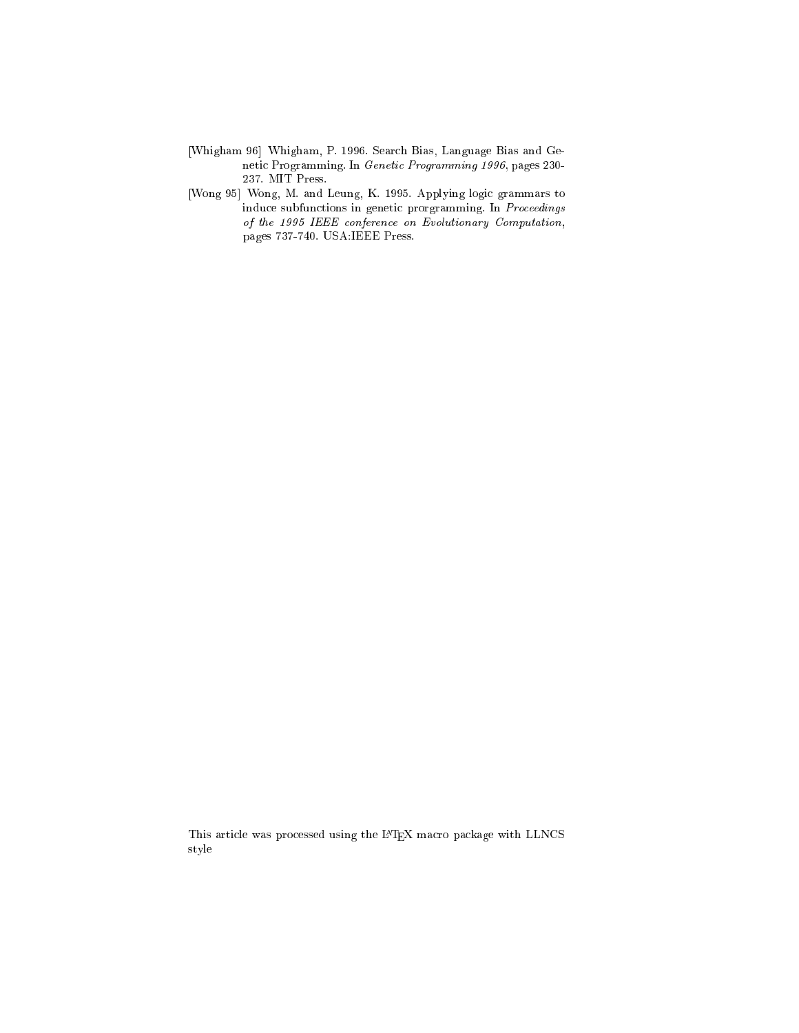[Whigham 96] Whigham, P. 1996. Search Bias, Language Bias and Genetic Programming. In *Genetic Programming 1996*, pages 230-237. MIT Press.

[Wong 95] Wong, M. and Leung, K. 1995. Applying logic grammars to induce subfunctions in genetic prorgramming. In *Proceedings of the 1995 IEEE conference on Evolutionary Computation*, pages 737-740. USA:IEEE Press.

This article was processed using the LaTeX macro package with LLNCS style